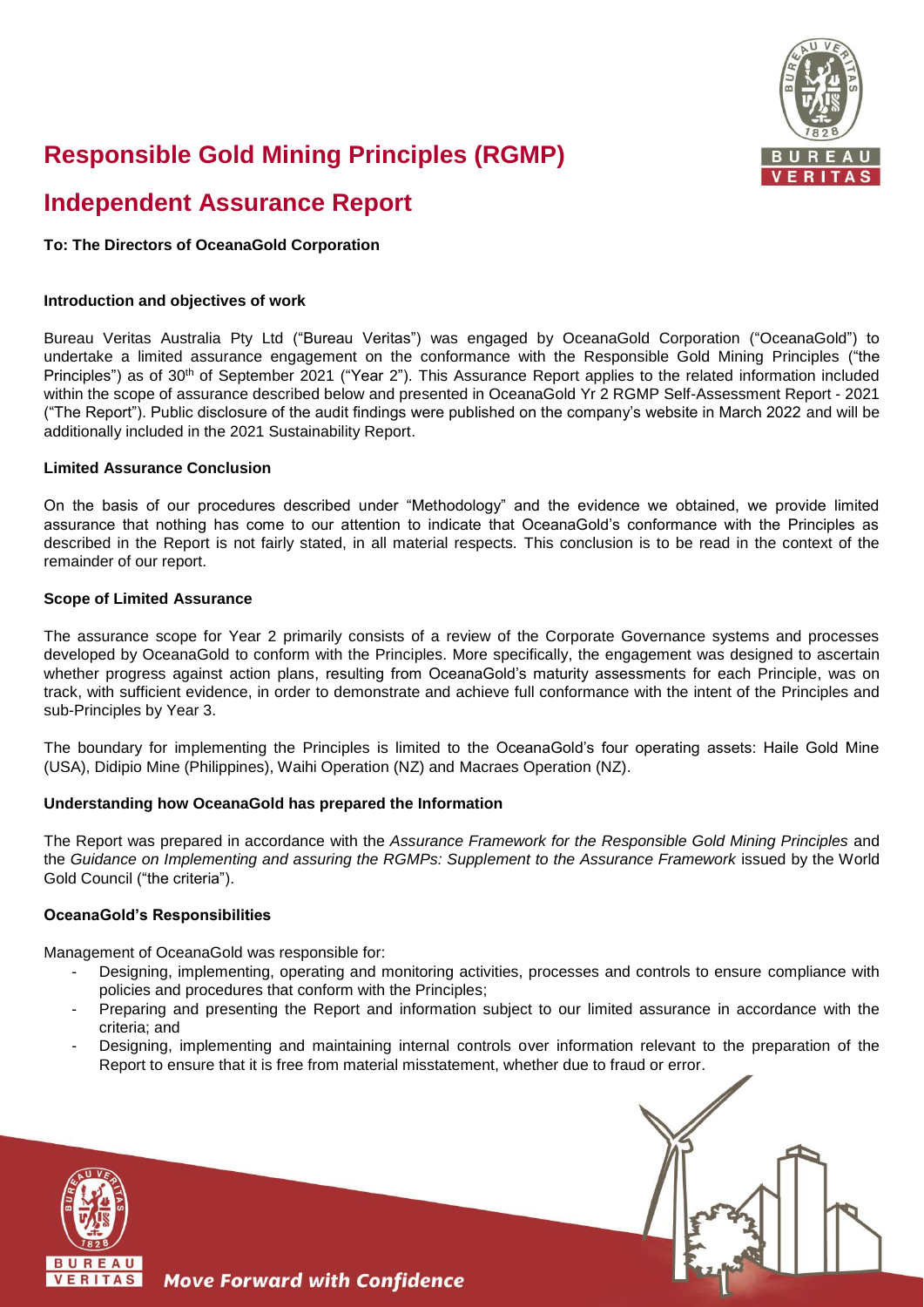# Responsible Gold Mining Principles (RGMP)

# Independent Assurance Report

**To: The Directors of OceanaGold Corporation**

**Introduction and objectives of work**

Bureau Veritas Australia Pty Ltd ("Bureau Veritas") was engaged by OceanaGold Corporation ("OceanaGold") to undertake a limited assurance engagement on the conformance with the Responsible Gold Mining Principles ("the Principles") as of 30th of September 2021 ("Year 2"). This Assurance Report applies to the related information included within the scope of assurance described below and presented in OceanaGold Yr 2 RGMP Self-Assessment Report - 2021 ("The Report"). Public disclosure of the audit findings were published on the company's website in March 2022 and will be additionally included in the 2021 Sustainability Report.

**Limited Assurance Conclusion**

On the basis of our procedures described under "Methodology" and the evidence we obtained, we provide limited assurance that nothing has come to our attention to indicate that OceanaGold's conformance with the Principles as described in the Report is not fairly stated, in all material respects. This conclusion is to be read in the context of the remainder of our report.

**Scope of Limited Assurance**

The assurance scope for Year 2 primarily consists of a review of the Corporate Governance systems and processes developed by OceanaGold to conform with the Principles. More specifically, the engagement was designed to ascertain whether progress against action plans, resulting from OceanaGold's maturity assessments for each Principle, was on track, with sufficient evidence, in order to demonstrate and achieve full conformance with the intent of the Principles and sub-Principles by Year 3.

The boundary for implementing the Principles is limited to the OceanaGold's four operating assets: Haile Gold Mine (USA), Didipio Mine (Philippines), Waihi Operation (NZ) and Macraes Operation (NZ).

**Understanding how OceanaGold has prepared the Information**

The Report was prepared in accordance with the *Assurance Framework for the Responsible Gold Mining Principles* and the *Guidance on Implementing and assuring the RGMPs: Supplement to the Assurance Framework* issued by the World Gold Council ("the criteria").

**OceanaGold's Responsibilities**

Management of OceanaGold was responsible for:

- Designing, implementing, operating and monitoring activities, processes and controls to ensure compliance with policies and procedures that conform with the Principles;
- Preparing and presenting the Report and information subject to our limited assurance in accordance with the criteria; and
- Designing, implementing and maintaining internal controls over information relevant to the preparation of the Report to ensure that it is free from material misstatement, whether due to fraud or error.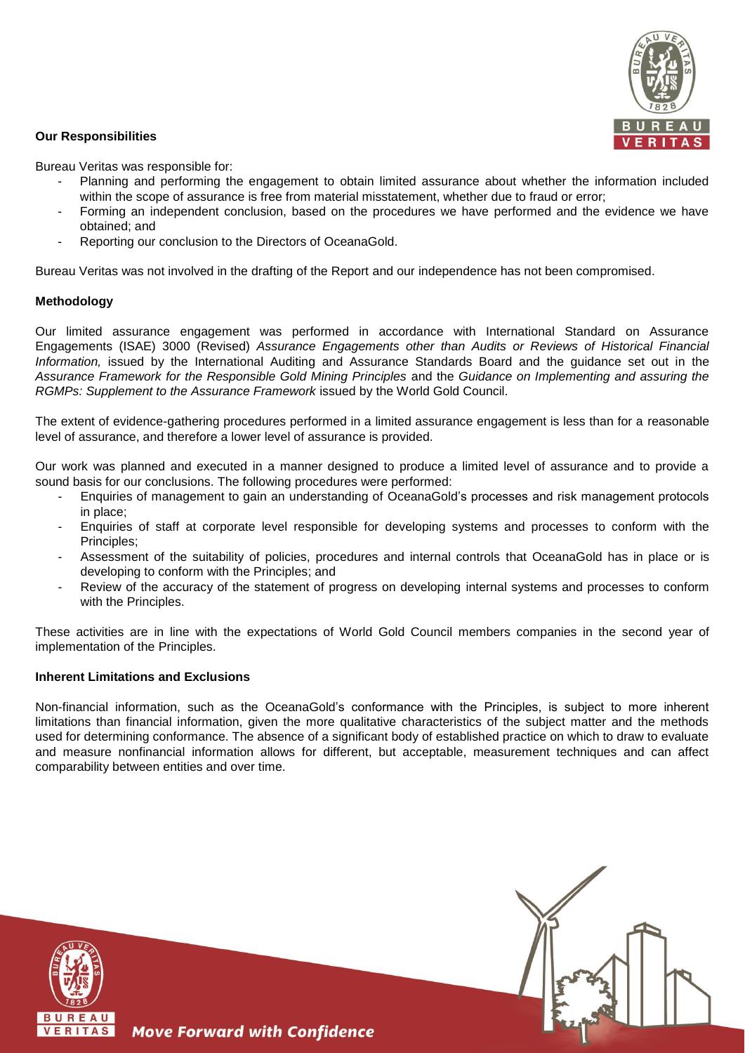**Our Responsibilities**

Bureau Veritas was responsible for:

- Planning and performing the engagement to obtain limited assurance about whether the information included within the scope of assurance is free from material misstatement, whether due to fraud or error;
- Forming an independent conclusion, based on the procedures we have performed and the evidence we have obtained; and
- Reporting our conclusion to the Directors of OceanaGold.

Bureau Veritas was not involved in the drafting of the Report and our independence has not been compromised.

**Methodology**

Our limited assurance engagement was performed in accordance with International Standard on Assurance Engagements (ISAE) 3000 (Revised) *Assurance Engagements other than Audits or Reviews of Historical Financial Information,* issued by the International Auditing and Assurance Standards Board and the guidance set out in the *Assurance Framework for the Responsible Gold Mining Principles* and the *Guidance on Implementing and assuring the RGMPs: Supplement to the Assurance Framework* issued by the World Gold Council.

The extent of evidence-gathering procedures performed in a limited assurance engagement is less than for a reasonable level of assurance, and therefore a lower level of assurance is provided.

Our work was planned and executed in a manner designed to produce a limited level of assurance and to provide a sound basis for our conclusions. The following procedures were performed:

- Enquiries of management to gain an understanding of OceanaGold's processes and risk management protocols in place;
- Enquiries of staff at corporate level responsible for developing systems and processes to conform with the Principles;
- Assessment of the suitability of policies, procedures and internal controls that OceanaGold has in place or is developing to conform with the Principles; and
- Review of the accuracy of the statement of progress on developing internal systems and processes to conform with the Principles.

These activities are in line with the expectations of World Gold Council members companies in the second year of implementation of the Principles.

**Inherent Limitations and Exclusions**

Non-financial information, such as the OceanaGold's conformance with the Principles, is subject to more inherent limitations than financial information, given the more qualitative characteristics of the subject matter and the methods used for determining conformance. The absence of a significant body of established practice on which to draw to evaluate and measure nonfinancial information allows for different, but acceptable, measurement techniques and can affect comparability between entities and over time.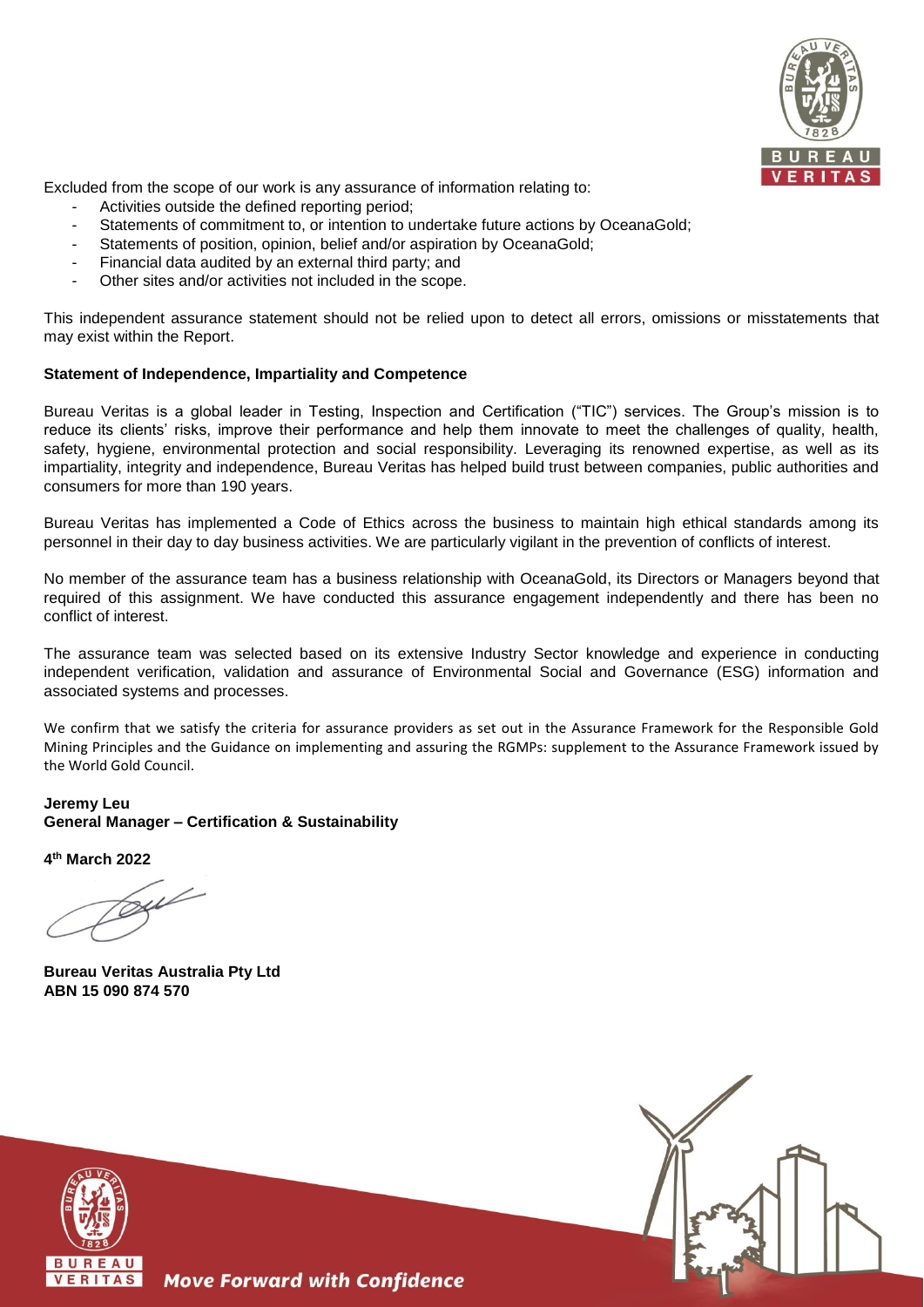Excluded from the scope of our work is any assurance of information relating to:

- Activities outside the defined reporting period;
- Statements of commitment to, or intention to undertake future actions by OceanaGold;
- Statements of position, opinion, belief and/or aspiration by OceanaGold;
- Financial data audited by an external third party; and
- Other sites and/or activities not included in the scope.

This independent assurance statement should not be relied upon to detect all errors, omissions or misstatements that may exist within the Report.

**Statement of Independence, Impartiality and Competence**

Bureau Veritas is a global leader in Testing, Inspection and Certification ("TIC") services. The Group's mission is to reduce its clients' risks, improve their performance and help them innovate to meet the challenges of quality, health, safety, hygiene, environmental protection and social responsibility. Leveraging its renowned expertise, as well as its impartiality, integrity and independence, Bureau Veritas has helped build trust between companies, public authorities and consumers for more than 190 years.

Bureau Veritas has implemented a Code of Ethics across the business to maintain high ethical standards among its personnel in their day to day business activities. We are particularly vigilant in the prevention of conflicts of interest.

No member of the assurance team has a business relationship with OceanaGold, its Directors or Managers beyond that required of this assignment. We have conducted this assurance engagement independently and there has been no conflict of interest.

The assurance team was selected based on its extensive Industry Sector knowledge and experience in conducting independent verification, validation and assurance of Environmental Social and Governance (ESG) information and associated systems and processes.

We confirm that we satisfy the criteria for assurance providers as set out in the Assurance Framework for the Responsible Gold Mining Principles and the Guidance on implementing and assuring the RGMPs: supplement to the Assurance Framework issued by the World Gold Council.

**Jeremy Leu**
**General Manager – Certification & Sustainability**

**4th March 2022**

**Bureau Veritas Australia Pty Ltd**
**ABN 15 090 874 570**

Move Forward with Confidence